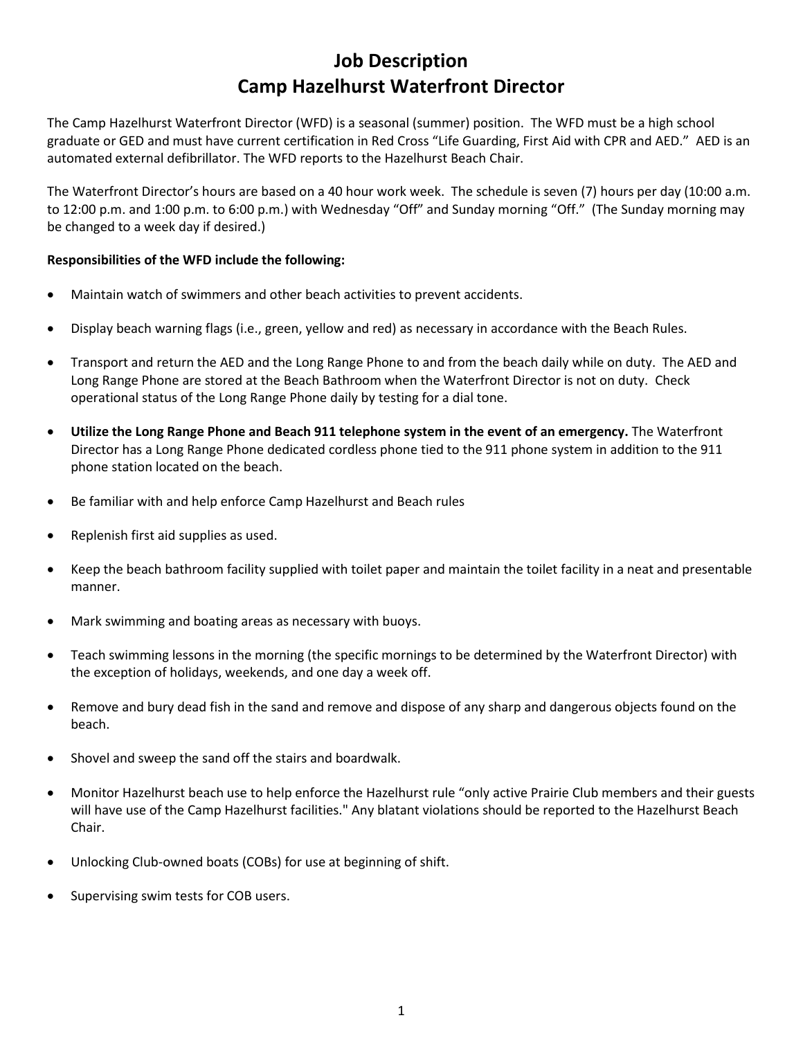# Job Description
# Camp Hazelhurst Waterfront Director

The Camp Hazelhurst Waterfront Director (WFD) is a seasonal (summer) position. The WFD must be a high school graduate or GED and must have current certification in Red Cross "Life Guarding, First Aid with CPR and AED." AED is an automated external defibrillator. The WFD reports to the Hazelhurst Beach Chair.

The Waterfront Director's hours are based on a 40 hour work week. The schedule is seven (7) hours per day (10:00 a.m. to 12:00 p.m. and 1:00 p.m. to 6:00 p.m.) with Wednesday "Off" and Sunday morning "Off." (The Sunday morning may be changed to a week day if desired.)

**Responsibilities of the WFD include the following:**

- Maintain watch of swimmers and other beach activities to prevent accidents.
- Display beach warning flags (i.e., green, yellow and red) as necessary in accordance with the Beach Rules.
- Transport and return the AED and the Long Range Phone to and from the beach daily while on duty. The AED and Long Range Phone are stored at the Beach Bathroom when the Waterfront Director is not on duty. Check operational status of the Long Range Phone daily by testing for a dial tone.
- **Utilize the Long Range Phone and Beach 911 telephone system in the event of an emergency.** The Waterfront Director has a Long Range Phone dedicated cordless phone tied to the 911 phone system in addition to the 911 phone station located on the beach.
- Be familiar with and help enforce Camp Hazelhurst and Beach rules
- Replenish first aid supplies as used.
- Keep the beach bathroom facility supplied with toilet paper and maintain the toilet facility in a neat and presentable manner.
- Mark swimming and boating areas as necessary with buoys.
- Teach swimming lessons in the morning (the specific mornings to be determined by the Waterfront Director) with the exception of holidays, weekends, and one day a week off.
- Remove and bury dead fish in the sand and remove and dispose of any sharp and dangerous objects found on the beach.
- Shovel and sweep the sand off the stairs and boardwalk.
- Monitor Hazelhurst beach use to help enforce the Hazelhurst rule "only active Prairie Club members and their guests will have use of the Camp Hazelhurst facilities." Any blatant violations should be reported to the Hazelhurst Beach Chair.
- Unlocking Club-owned boats (COBs) for use at beginning of shift.
- Supervising swim tests for COB users.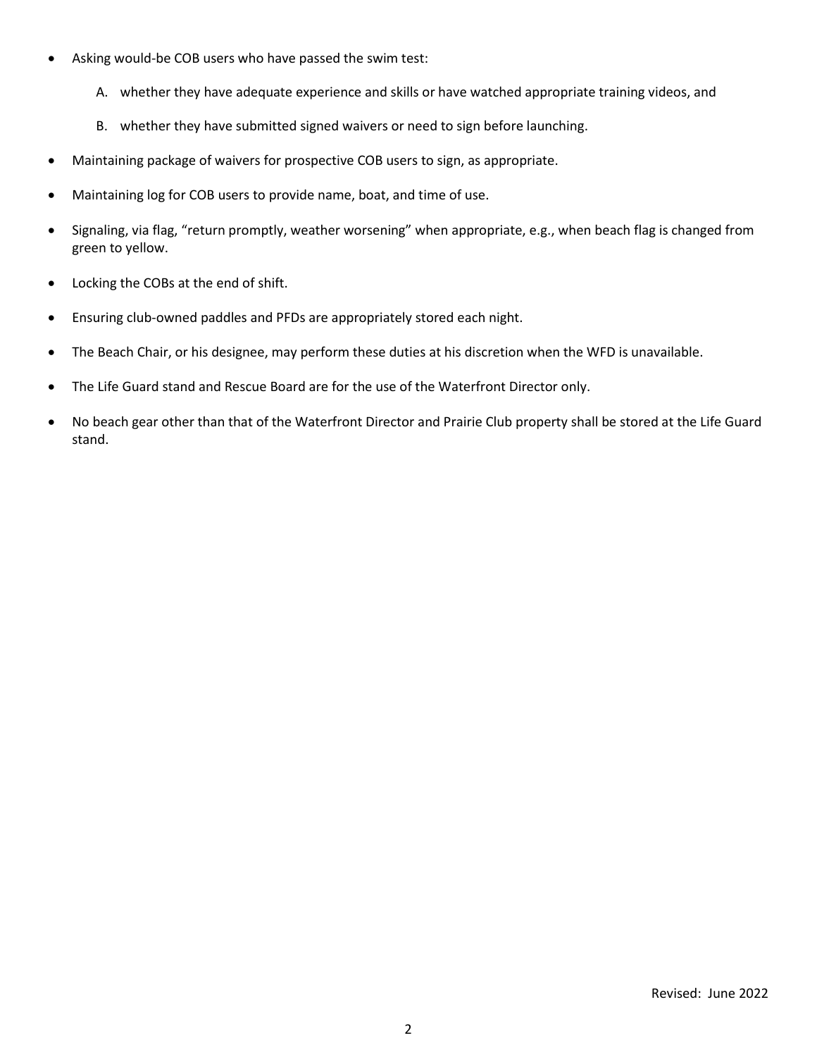- Asking would-be COB users who have passed the swim test:

   A. whether they have adequate experience and skills or have watched appropriate training videos, and

   B. whether they have submitted signed waivers or need to sign before launching.

- Maintaining package of waivers for prospective COB users to sign, as appropriate.
- Maintaining log for COB users to provide name, boat, and time of use.
- Signaling, via flag, "return promptly, weather worsening" when appropriate, e.g., when beach flag is changed from green to yellow.
- Locking the COBs at the end of shift.
- Ensuring club-owned paddles and PFDs are appropriately stored each night.
- The Beach Chair, or his designee, may perform these duties at his discretion when the WFD is unavailable.
- The Life Guard stand and Rescue Board are for the use of the Waterfront Director only.
- No beach gear other than that of the Waterfront Director and Prairie Club property shall be stored at the Life Guard stand.

Revised: June 2022